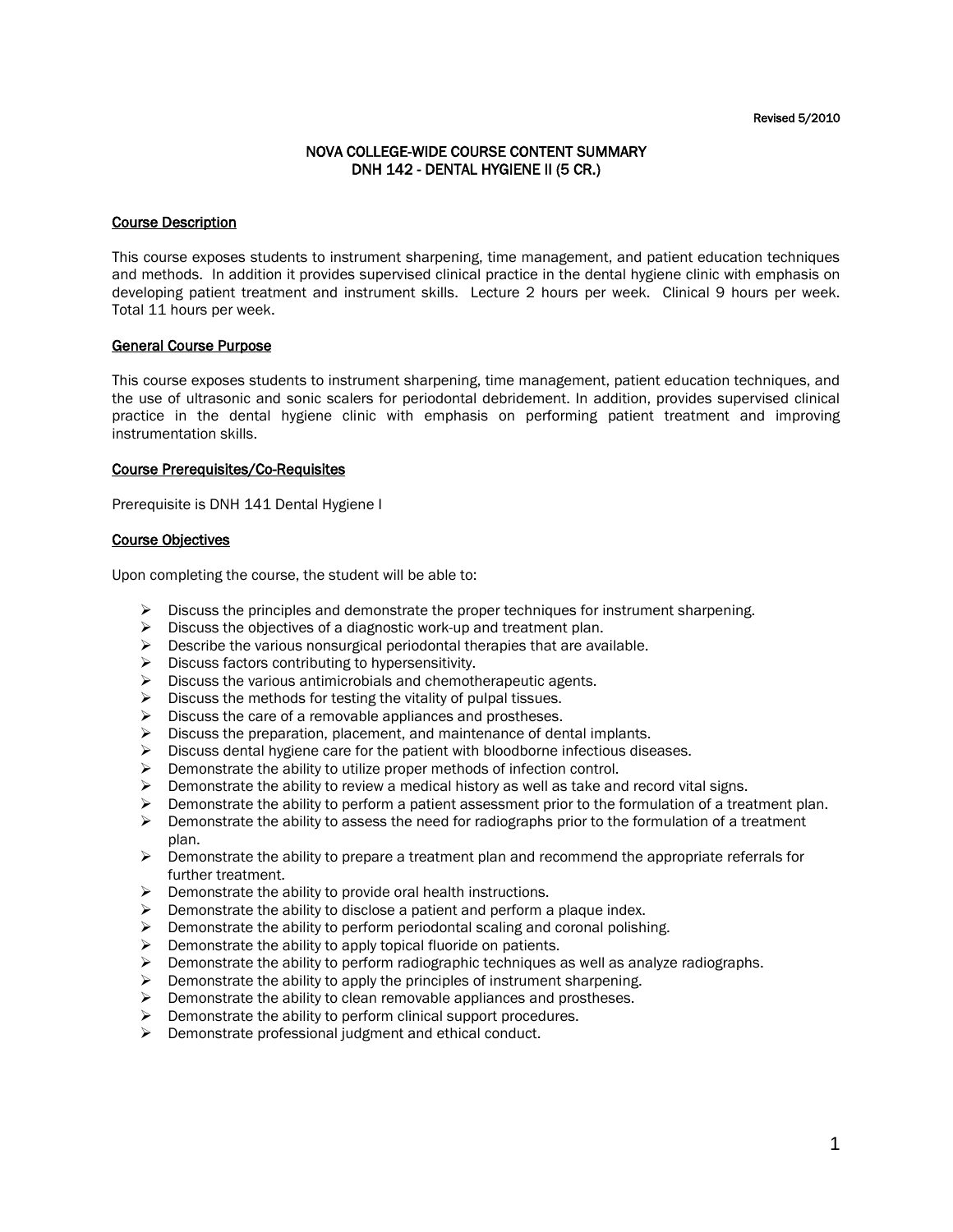Revised 5/2010

# NOVA COLLEGE-WIDE COURSE CONTENT SUMMARY
# DNH 142 - DENTAL HYGIENE II (5 CR.)

## Course Description

This course exposes students to instrument sharpening, time management, and patient education techniques and methods. In addition it provides supervised clinical practice in the dental hygiene clinic with emphasis on developing patient treatment and instrument skills. Lecture 2 hours per week. Clinical 9 hours per week. Total 11 hours per week.

## General Course Purpose

This course exposes students to instrument sharpening, time management, patient education techniques, and the use of ultrasonic and sonic scalers for periodontal debridement. In addition, provides supervised clinical practice in the dental hygiene clinic with emphasis on performing patient treatment and improving instrumentation skills.

## Course Prerequisites/Co-Requisites

Prerequisite is DNH 141 Dental Hygiene I

## Course Objectives

Upon completing the course, the student will be able to:

- Discuss the principles and demonstrate the proper techniques for instrument sharpening.
- Discuss the objectives of a diagnostic work-up and treatment plan.
- Describe the various nonsurgical periodontal therapies that are available.
- Discuss factors contributing to hypersensitivity.
- Discuss the various antimicrobials and chemotherapeutic agents.
- Discuss the methods for testing the vitality of pulpal tissues.
- Discuss the care of a removable appliances and prostheses.
- Discuss the preparation, placement, and maintenance of dental implants.
- Discuss dental hygiene care for the patient with bloodborne infectious diseases.
- Demonstrate the ability to utilize proper methods of infection control.
- Demonstrate the ability to review a medical history as well as take and record vital signs.
- Demonstrate the ability to perform a patient assessment prior to the formulation of a treatment plan.
- Demonstrate the ability to assess the need for radiographs prior to the formulation of a treatment plan.
- Demonstrate the ability to prepare a treatment plan and recommend the appropriate referrals for further treatment.
- Demonstrate the ability to provide oral health instructions.
- Demonstrate the ability to disclose a patient and perform a plaque index.
- Demonstrate the ability to perform periodontal scaling and coronal polishing.
- Demonstrate the ability to apply topical fluoride on patients.
- Demonstrate the ability to perform radiographic techniques as well as analyze radiographs.
- Demonstrate the ability to apply the principles of instrument sharpening.
- Demonstrate the ability to clean removable appliances and prostheses.
- Demonstrate the ability to perform clinical support procedures.
- Demonstrate professional judgment and ethical conduct.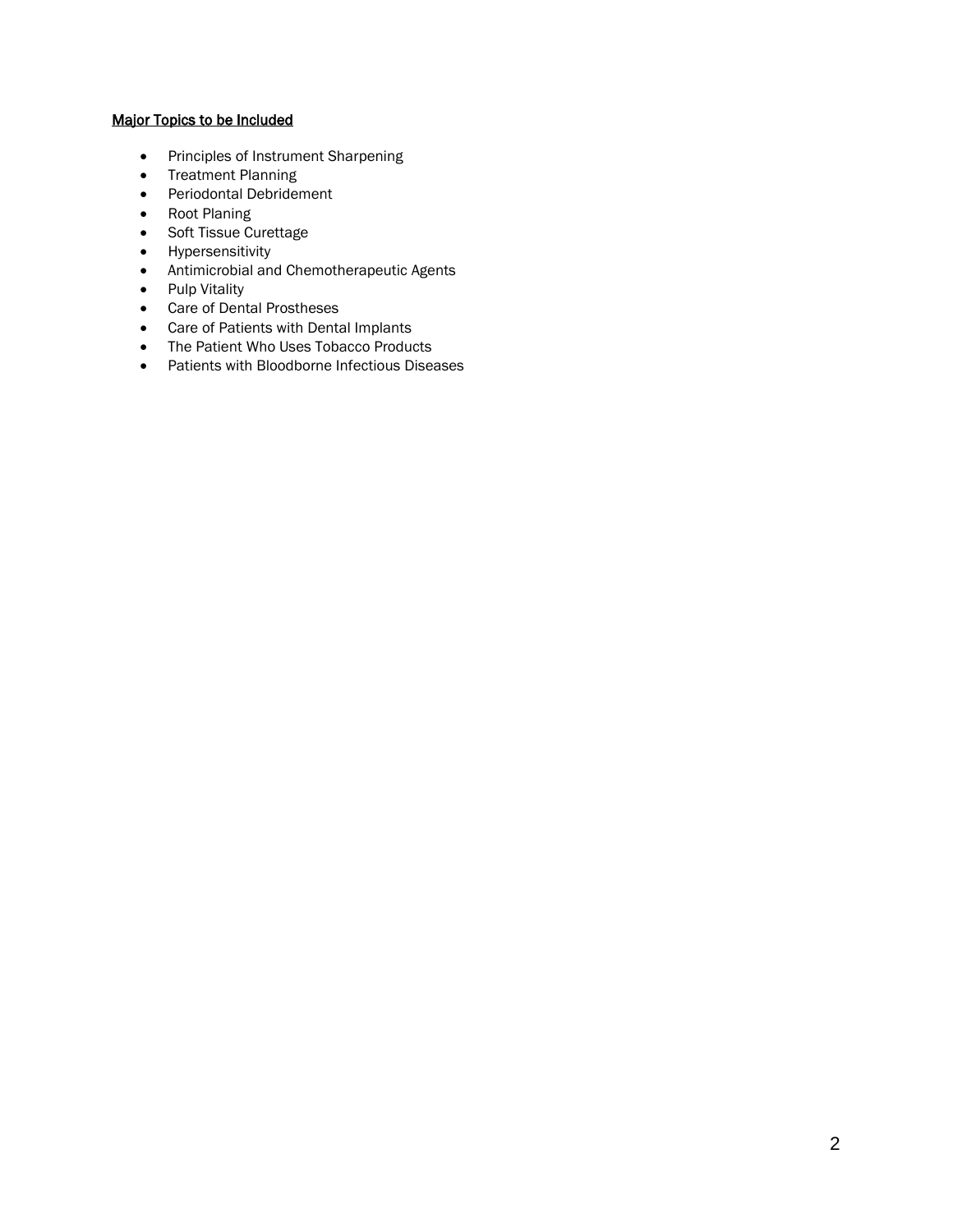<u>Major Topics to be Included</u>

- Principles of Instrument Sharpening
- Treatment Planning
- Periodontal Debridement
- Root Planing
- Soft Tissue Curettage
- Hypersensitivity
- Antimicrobial and Chemotherapeutic Agents
- Pulp Vitality
- Care of Dental Prostheses
- Care of Patients with Dental Implants
- The Patient Who Uses Tobacco Products
- Patients with Bloodborne Infectious Diseases